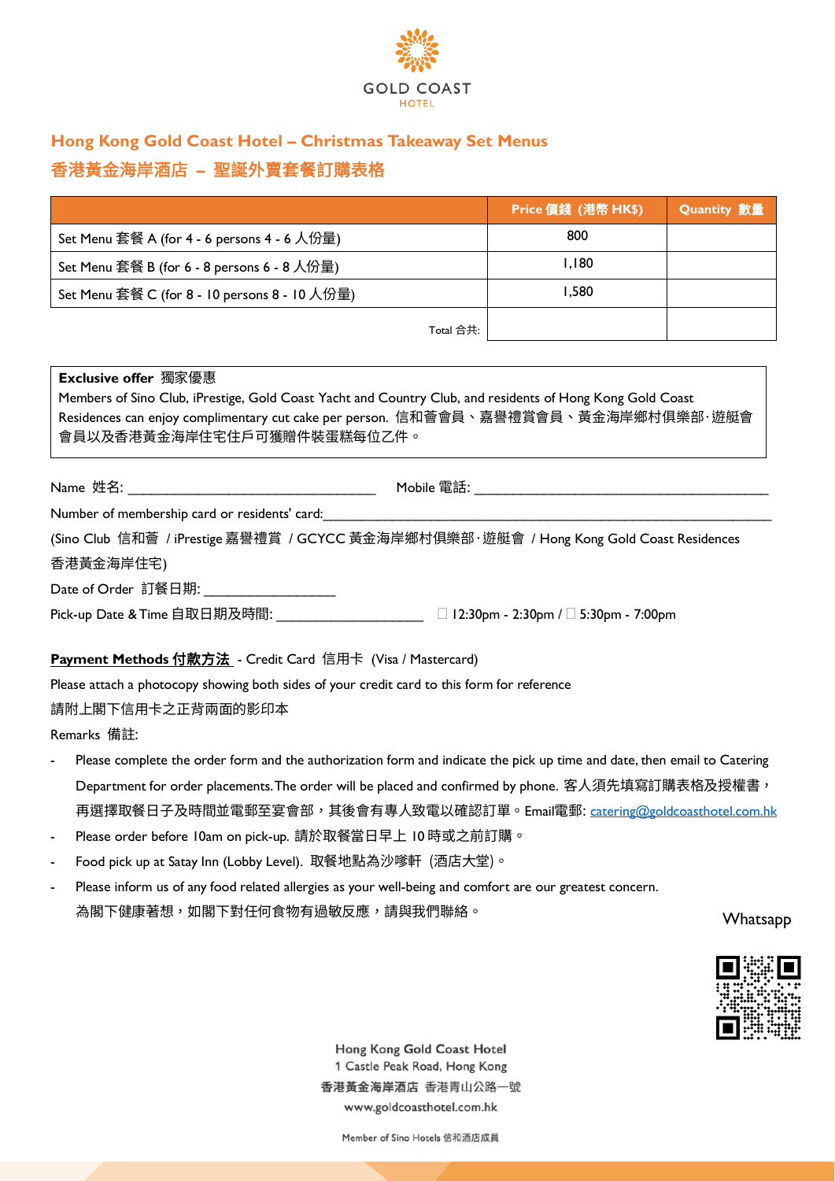GOLD COAST HOTEL

## Hong Kong Gold Coast Hotel – Christmas Takeaway Set Menus

## 香港黃金海岸酒店 – 聖誕外賣套餐訂購表格

| | Price 價錢 (港幣 HK$) | Quantity 數量 |
|---|---|---|
| Set Menu 套餐 A (for 4 - 6 persons 4 - 6 人份量) | 800 | |
| Set Menu 套餐 B (for 6 - 8 persons 6 - 8 人份量) | 1,180 | |
| Set Menu 套餐 C (for 8 - 10 persons 8 - 10 人份量) | 1,580 | |
| Total 合共: | | |

**Exclusive offer** 獨家優惠
Members of Sino Club, iPrestige, Gold Coast Yacht and Country Club, and residents of Hong Kong Gold Coast Residences can enjoy complimentary cut cake per person. 信和薈會員、嘉譽禮賞會員、黃金海岸鄉村俱樂部·遊艇會會員以及香港黃金海岸住宅住戶可獲贈件裝蛋糕每位乙件。

Name 姓名: ________________________________ Mobile 電話: ______________________________________

Number of membership card or residents' card:__________________________________________________________

(Sino Club 信和薈 / iPrestige 嘉譽禮賞 / GCYCC 黃金海岸鄉村俱樂部·遊艇會 / Hong Kong Gold Coast Residences 香港黃金海岸住宅)

Date of Order 訂餐日期: _________________

Pick-up Date & Time 自取日期及時間: ___________________ ☐ 12:30pm - 2:30pm / ☐ 5:30pm - 7:00pm

**Payment Methods 付款方法** - Credit Card 信用卡 (Visa / Mastercard)

Please attach a photocopy showing both sides of your credit card to this form for reference

請附上閣下信用卡之正背兩面的影印本

Remarks 備註:

- Please complete the order form and the authorization form and indicate the pick up time and date, then email to Catering Department for order placements. The order will be placed and confirmed by phone. 客人須先填寫訂購表格及授權書，再選擇取餐日子及時間並電郵至宴會部，其後會有專人致電以確認訂單。Email電郵: catering@goldcoasthotel.com.hk
- Please order before 10am on pick-up. 請於取餐當日早上 10 時或之前訂購。
- Food pick up at Satay Inn (Lobby Level). 取餐地點為沙嗲軒 (酒店大堂)。
- Please inform us of any food related allergies as your well-being and comfort are our greatest concern. 為閣下健康著想，如閣下對任何食物有過敏反應，請與我們聯絡。

Whatsapp

Hong Kong Gold Coast Hotel
1 Castle Peak Road, Hong Kong
香港黃金海岸酒店 香港青山公路一號
www.goldcoasthotel.com.hk

Member of Sino Hotels 信和酒店成員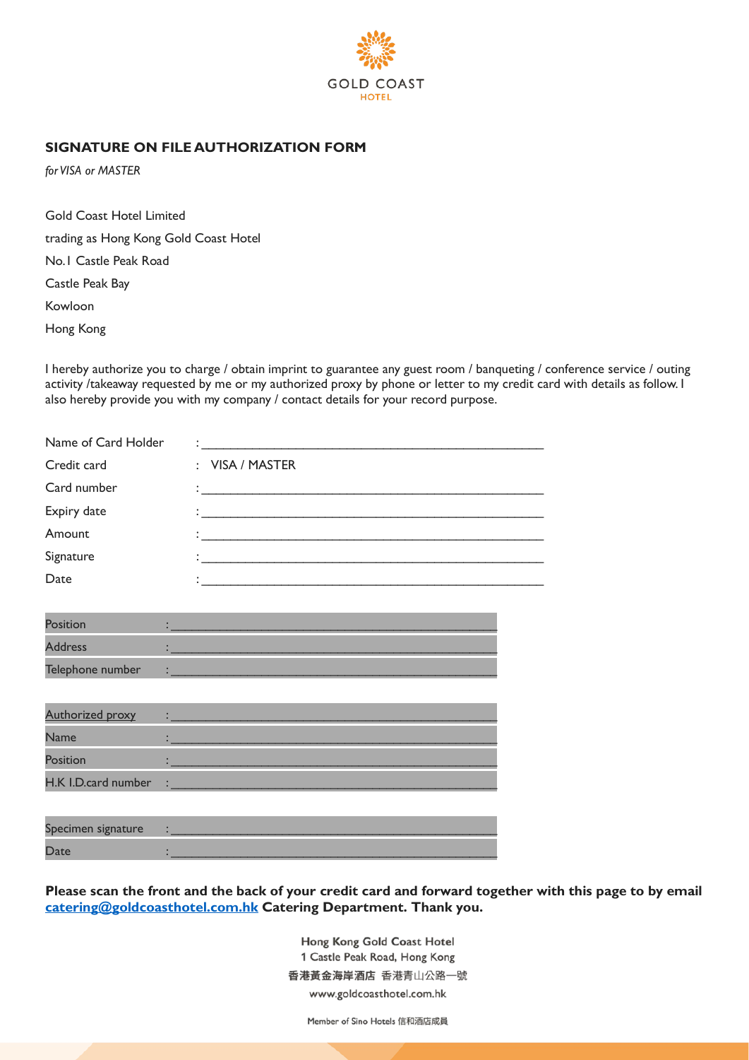GOLD COAST
HOTEL

## SIGNATURE ON FILE AUTHORIZATION FORM

*for VISA or MASTER*

Gold Coast Hotel Limited

trading as Hong Kong Gold Coast Hotel

No.1 Castle Peak Road

Castle Peak Bay

Kowloon

Hong Kong

I hereby authorize you to charge / obtain imprint to guarantee any guest room / banqueting / conference service / outing activity /takeaway requested by me or my authorized proxy by phone or letter to my credit card with details as follow. I also hereby provide you with my company / contact details for your record purpose.

Name of Card Holder : ______________________________

Credit card : VISA / MASTER

Card number : ______________________________

Expiry date : ______________________________

Amount : ______________________________

Signature : ______________________________

Date : ______________________________

Position : ______________________________

Address : ______________________________

Telephone number : ______________________________

Authorized proxy : ______________________________

Name : ______________________________

Position : ______________________________

H.K I.D.card number : ______________________________

Specimen signature : ______________________________

Date : ______________________________

**Please scan the front and the back of your credit card and forward together with this page to by email catering@goldcoasthotel.com.hk Catering Department. Thank you.**

Hong Kong Gold Coast Hotel
1 Castle Peak Road, Hong Kong
香港黃金海岸酒店 香港青山公路一號
www.goldcoasthotel.com.hk

Member of Sino Hotels 信和酒店成員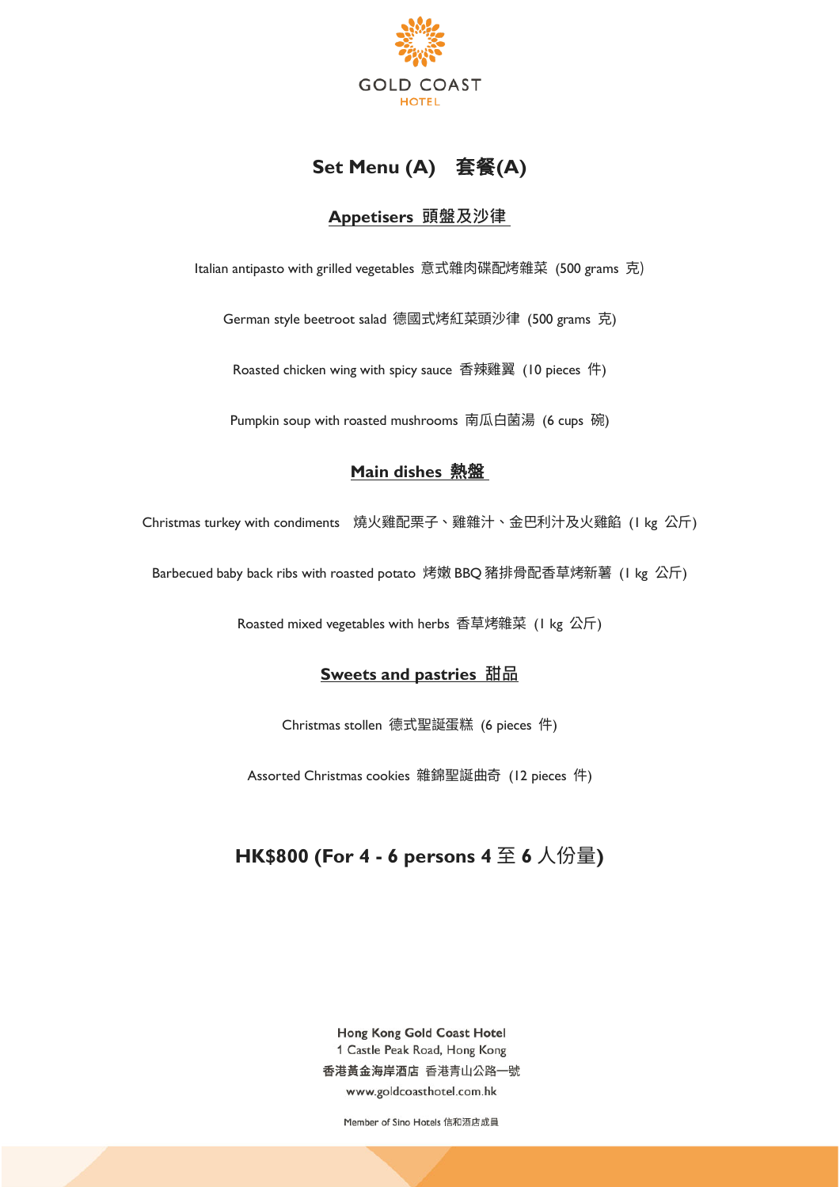GOLD COAST
HOTEL

# Set Menu (A) 套餐(A)

## Appetisers 頭盤及沙律

Italian antipasto with grilled vegetables 意式雜肉碟配烤雜菜 (500 grams 克)

German style beetroot salad 德國式烤紅菜頭沙律 (500 grams 克)

Roasted chicken wing with spicy sauce 香辣雞翼 (10 pieces 件)

Pumpkin soup with roasted mushrooms 南瓜白菌湯 (6 cups 碗)

## Main dishes 熱盤

Christmas turkey with condiments 燒火雞配栗子、雞雜汁、金巴利汁及火雞餡 (1 kg 公斤)

Barbecued baby back ribs with roasted potato 烤嫩 BBQ 豬排骨配香草烤新薯 (1 kg 公斤)

Roasted mixed vegetables with herbs 香草烤雜菜 (1 kg 公斤)

## Sweets and pastries 甜品

Christmas stollen 德式聖誕蛋糕 (6 pieces 件)

Assorted Christmas cookies 雜錦聖誕曲奇 (12 pieces 件)

## HK$800 (For 4 - 6 persons 4 至 6 人份量)

Hong Kong Gold Coast Hotel
1 Castle Peak Road, Hong Kong
香港黃金海岸酒店 香港青山公路一號
www.goldcoasthotel.com.hk

Member of Sino Hotels 信和酒店成員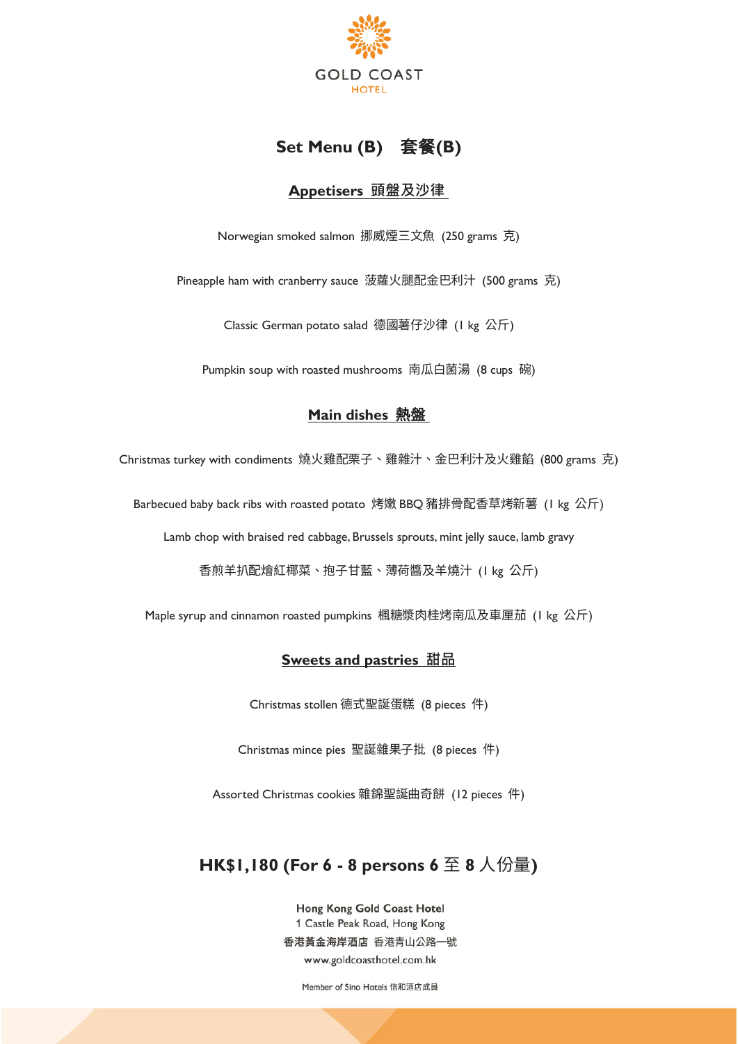GOLD COAST HOTEL

# Set Menu (B) 套餐(B)

## Appetisers 頭盤及沙律

Norwegian smoked salmon 挪威煙三文魚 (250 grams 克)

Pineapple ham with cranberry sauce 菠蘿火腿配金巴利汁 (500 grams 克)

Classic German potato salad 德國薯仔沙律 (1 kg 公斤)

Pumpkin soup with roasted mushrooms 南瓜白菌湯 (8 cups 碗)

## Main dishes 熱盤

Christmas turkey with condiments 燒火雞配栗子、雞雜汁、金巴利汁及火雞餡 (800 grams 克)

Barbecued baby back ribs with roasted potato 烤嫩 BBQ 豬排骨配香草烤新薯 (1 kg 公斤)

Lamb chop with braised red cabbage, Brussels sprouts, mint jelly sauce, lamb gravy

香煎羊扒配燴紅椰菜、抱子甘藍、薄荷醬及羊燒汁 (1 kg 公斤)

Maple syrup and cinnamon roasted pumpkins 楓糖漿肉桂烤南瓜及車厘茄 (1 kg 公斤)

## Sweets and pastries 甜品

Christmas stollen 德式聖誕蛋糕 (8 pieces 件)

Christmas mince pies 聖誕雜果子批 (8 pieces 件)

Assorted Christmas cookies 雜錦聖誕曲奇餅 (12 pieces 件)

## HK$1,180 (For 6 - 8 persons 6 至 8 人份量)

Hong Kong Gold Coast Hotel
1 Castle Peak Road, Hong Kong
香港黃金海岸酒店 香港青山公路一號
www.goldcoasthotel.com.hk

Member of Sino Hotels 信和酒店成員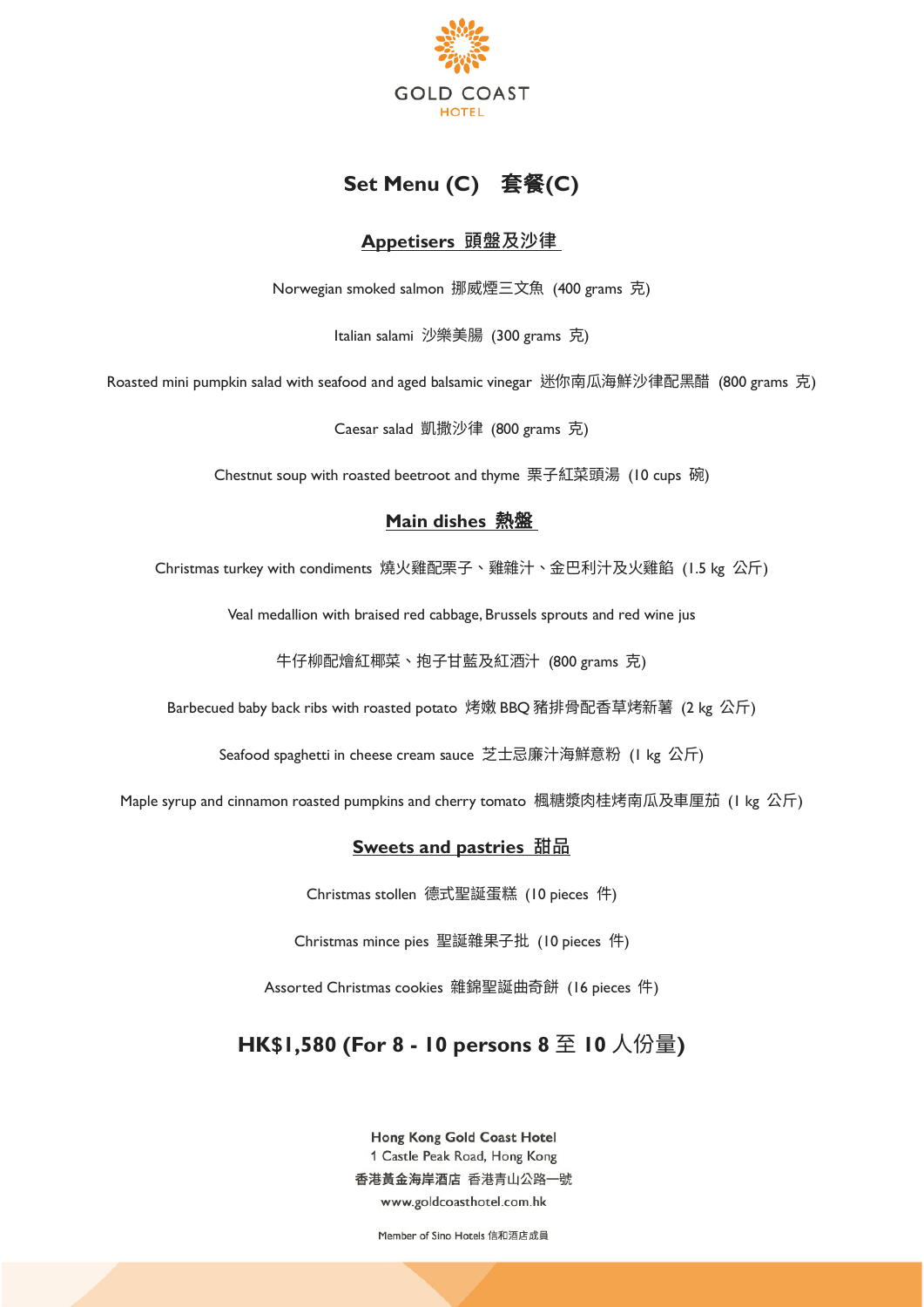GOLD COAST

HOTEL

# Set Menu (C) 套餐(C)

## Appetisers 頭盤及沙律

Norwegian smoked salmon 挪威煙三文魚 (400 grams 克)

Italian salami 沙樂美腸 (300 grams 克)

Roasted mini pumpkin salad with seafood and aged balsamic vinegar 迷你南瓜海鮮沙律配黑醋 (800 grams 克)

Caesar salad 凱撒沙律 (800 grams 克)

Chestnut soup with roasted beetroot and thyme 栗子紅菜頭湯 (10 cups 碗)

## Main dishes 熱盤

Christmas turkey with condiments 燒火雞配栗子、雞雜汁、金巴利汁及火雞餡 (1.5 kg 公斤)

Veal medallion with braised red cabbage, Brussels sprouts and red wine jus

牛仔柳配燴紅椰菜、抱子甘藍及紅酒汁 (800 grams 克)

Barbecued baby back ribs with roasted potato 烤嫩 BBQ 豬排骨配香草烤新薯 (2 kg 公斤)

Seafood spaghetti in cheese cream sauce 芝士忌廉汁海鮮意粉 (1 kg 公斤)

Maple syrup and cinnamon roasted pumpkins and cherry tomato 楓糖漿肉桂烤南瓜及車厘茄 (1 kg 公斤)

## Sweets and pastries 甜品

Christmas stollen 德式聖誕蛋糕 (10 pieces 件)

Christmas mince pies 聖誕雜果子批 (10 pieces 件)

Assorted Christmas cookies 雜錦聖誕曲奇餅 (16 pieces 件)

**HK$1,580 (For 8 - 10 persons 8 至 10 人份量)**

Hong Kong Gold Coast Hotel
1 Castle Peak Road, Hong Kong
香港黃金海岸酒店 香港青山公路一號
www.goldcoasthotel.com.hk

Member of Sino Hotels 信和酒店成員